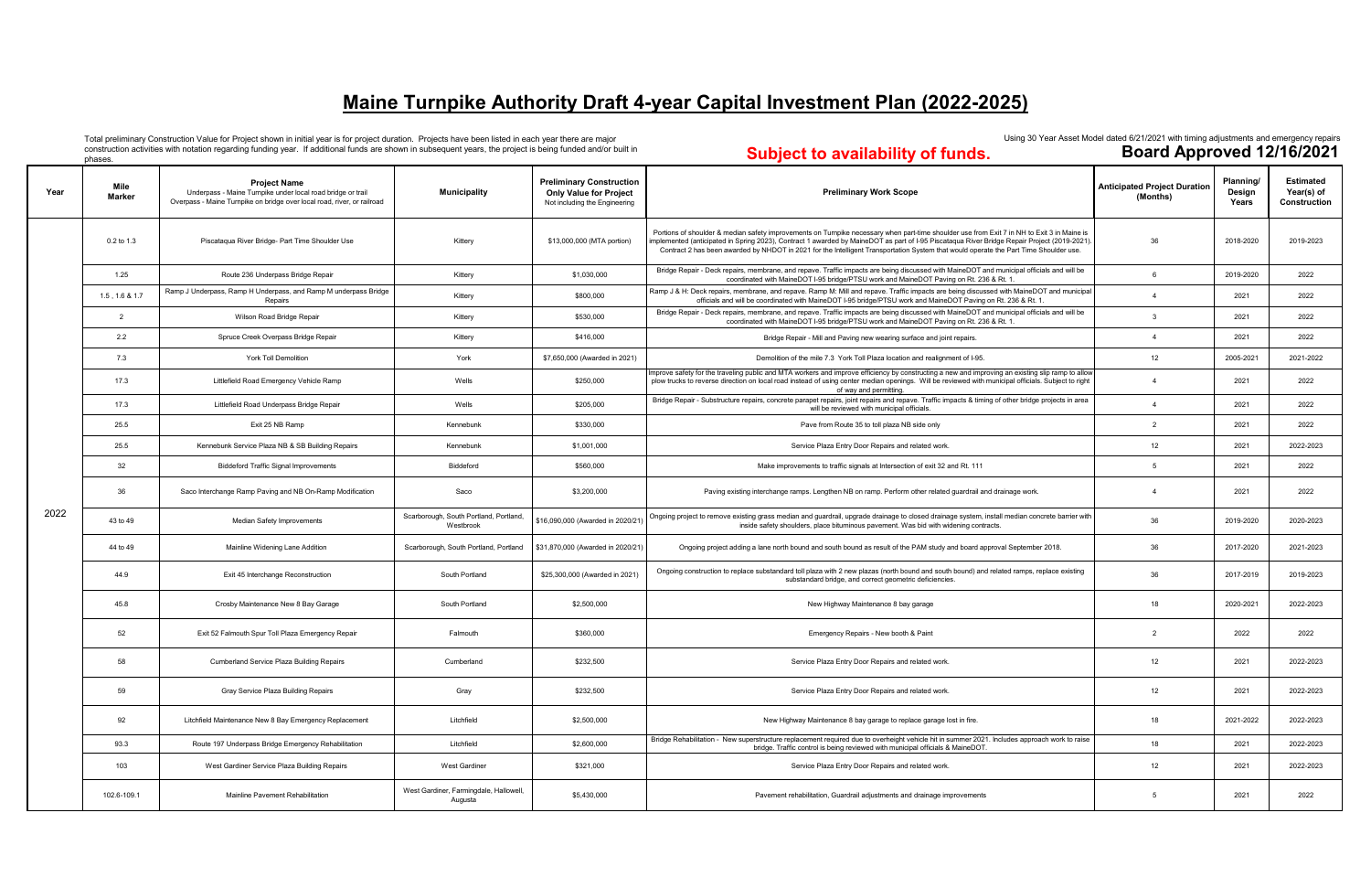# Maine Turnpike Authority Draft 4-year Capital Investment Plan (2022-2025)

Total preliminary Construction Value for Project shown in initial year is for project duration. Projects have been listed in each year there are major construction activities with notation regarding funding year. If additional funds are shown in subsequent years, the project is being funded and/or built in phases.

**Subject to availability of funds.**

Using 30 Year Asset Model dated 6/21/2021 with timing adjustments and emergency repairs

**Board Approved 12/16/2021**

| Year | Mile Marker | Project Name<br>Underpass - Maine Turnpike under local road bridge or trail<br>Overpass - Maine Turnpike on bridge over local road, river, or railroad | Municipality | Preliminary Construction Only Value for Project<br>Not including the Engineering | Preliminary Work Scope | Anticipated Project Duration (Months) | Planning/ Design Years | Estimated Year(s) of Construction |
|---|---|---|---|---|---|---|---|---|
| 2022 | 0.2 to 1.3 | Piscataqua River Bridge- Part Time Shoulder Use | Kittery | $13,000,000 (MTA portion) | Portions of shoulder & median safety improvements on Turnpike necessary when part-time shoulder use from Exit 7 in NH to Exit 3 in Maine is implemented (anticipated in Spring 2023), Contract 1 awarded by MaineDOT as part of I-95 Piscataqua River Bridge Repair Project (2019-2021). Contract 2 has been awarded by NHDOT in 2021 for the Intelligent Transportation System that would operate the Part Time Shoulder use. | 36 | 2018-2020 | 2019-2023 |
| | 1.25 | Route 236 Underpass Bridge Repair | Kittery | $1,030,000 | Bridge Repair - Deck repairs, membrane, and repave. Traffic impacts are being discussed with MaineDOT and municipal officials and will be coordinated with MaineDOT I-95 bridge/PTSU work and MaineDOT Paving on Rt. 236 & Rt. 1. | 6 | 2019-2020 | 2022 |
| | 1.5 , 1.6 & 1.7 | Ramp J Underpass, Ramp H Underpass, and Ramp M underpass Bridge Repairs | Kittery | $800,000 | Ramp J & H: Deck repairs, membrane, and repave. Ramp M: Mill and repave. Traffic impacts are being discussed with MaineDOT and municipal officials and will be coordinated with MaineDOT I-95 bridge/PTSU work and MaineDOT Paving on Rt. 236 & Rt. 1. | 4 | 2021 | 2022 |
| | 2 | Wilson Road Bridge Repair | Kittery | $530,000 | Bridge Repair - Deck repairs, membrane, and repave. Traffic impacts are being discussed with MaineDOT and municipal officials and will be coordinated with MaineDOT I-95 bridge/PTSU work and MaineDOT Paving on Rt. 236 & Rt. 1. | 3 | 2021 | 2022 |
| | 2.2 | Spruce Creek Overpass Bridge Repair | Kittery | $416,000 | Bridge Repair - Mill and Paving new wearing surface and joint repairs. | 4 | 2021 | 2022 |
| | 7.3 | York Toll Demolition | York | $7,650,000 (Awarded in 2021) | Demolition of the mile 7.3 York Toll Plaza location and realignment of I-95. | 12 | 2005-2021 | 2021-2022 |
| | 17.3 | Littlefield Road Emergency Vehicle Ramp | Wells | $250,000 | Improve safety for the traveling public and MTA workers and improve efficiency by constructing a new and improving an existing slip ramp to allow plow trucks to reverse direction on local road instead of using center median openings. Will be reviewed with municipal officials. Subject to right of way and permitting. | 4 | 2021 | 2022 |
| | 17.3 | Littlefield Road Underpass Bridge Repair | Wells | $205,000 | Bridge Repair - Substructure repairs, concrete parapet repairs, joint repairs and repave. Traffic impacts & timing of other bridge projects in area will be reviewed with municipal officials. | 4 | 2021 | 2022 |
| | 25.5 | Exit 25 NB Ramp | Kennebunk | $330,000 | Pave from Route 35 to toll plaza NB side only | 2 | 2021 | 2022 |
| | 25.5 | Kennebunk Service Plaza NB & SB Building Repairs | Kennebunk | $1,001,000 | Service Plaza Entry Door Repairs and related work. | 12 | 2021 | 2022-2023 |
| | 32 | Biddeford Traffic Signal Improvements | Biddeford | $560,000 | Make improvements to traffic signals at Intersection of exit 32 and Rt. 111 | 5 | 2021 | 2022 |
| | 36 | Saco Interchange Ramp Paving and NB On-Ramp Modification | Saco | $3,200,000 | Paving existing interchange ramps. Lengthen NB on ramp. Perform other related guardrail and drainage work. | 4 | 2021 | 2022 |
| | 43 to 49 | Median Safety Improvements | Scarborough, South Portland, Portland, Westbrook | $16,090,000 (Awarded in 2020/21) | Ongoing project to remove existing grass median and guardrail, upgrade drainage to closed drainage system, install median concrete barrier with inside safety shoulders, place bituminous pavement. Was bid with widening contracts. | 36 | 2019-2020 | 2020-2023 |
| | 44 to 49 | Mainline Widening Lane Addition | Scarborough, South Portland, Portland | $31,870,000 (Awarded in 2020/21) | Ongoing project adding a lane north bound and south bound as result of the PAM study and board approval September 2018. | 36 | 2017-2020 | 2021-2023 |
| | 44.9 | Exit 45 Interchange Reconstruction | South Portland | $25,300,000 (Awarded in 2021) | Ongoing construction to replace substandard toll plaza with 2 new plazas (north bound and south bound) and related ramps, replace existing substandard bridge, and correct geometric deficiencies. | 36 | 2017-2019 | 2019-2023 |
| | 45.8 | Crosby Maintenance New 8 Bay Garage | South Portland | $2,500,000 | New Highway Maintenance 8 bay garage | 18 | 2020-2021 | 2022-2023 |
| | 52 | Exit 52 Falmouth Spur Toll Plaza Emergency Repair | Falmouth | $360,000 | Emergency Repairs - New booth & Paint | 2 | 2022 | 2022 |
| | 58 | Cumberland Service Plaza Building Repairs | Cumberland | $232,500 | Service Plaza Entry Door Repairs and related work. | 12 | 2021 | 2022-2023 |
| | 59 | Gray Service Plaza Building Repairs | Gray | $232,500 | Service Plaza Entry Door Repairs and related work. | 12 | 2021 | 2022-2023 |
| | 92 | Litchfield Maintenance New 8 Bay Emergency Replacement | Litchfield | $2,500,000 | New Highway Maintenance 8 bay garage to replace garage lost in fire. | 18 | 2021-2022 | 2022-2023 |
| | 93.3 | Route 197 Underpass Bridge Emergency Rehabilitation | Litchfield | $2,600,000 | Bridge Rehabilitation - New superstructure replacement required due to overheight vehicle hit in summer 2021. Includes approach work to raise bridge. Traffic control is being reviewed with municipal officials & MaineDOT. | 18 | 2021 | 2022-2023 |
| | 103 | West Gardiner Service Plaza Building Repairs | West Gardiner | $321,000 | Service Plaza Entry Door Repairs and related work. | 12 | 2021 | 2022-2023 |
| | 102.6-109.1 | Mainline Pavement Rehabilitation | West Gardiner, Farmingdale, Hallowell, Augusta | $5,430,000 | Pavement rehabilitation, Guardrail adjustments and drainage improvements | 5 | 2021 | 2022 |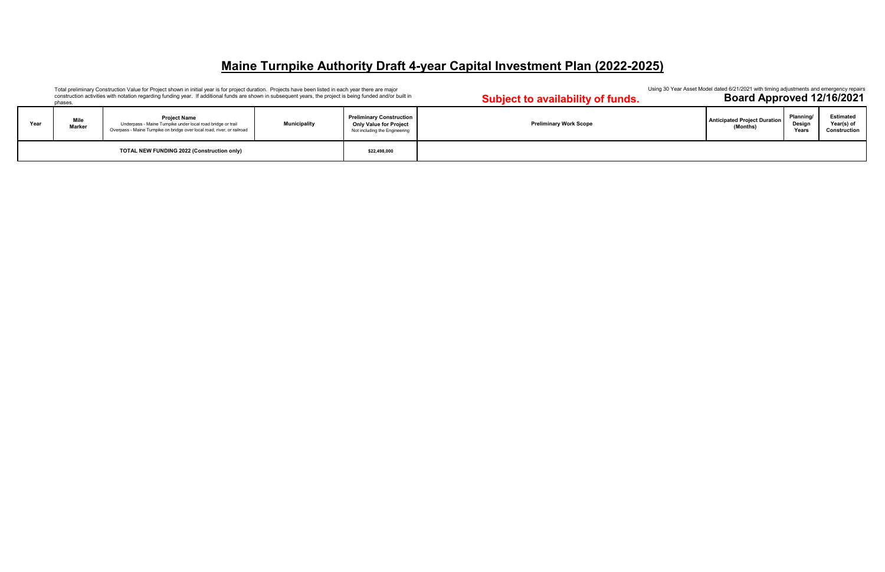# Maine Turnpike Authority Draft 4-year Capital Investment Plan (2022-2025)

Total preliminary Construction Value for Project shown in initial year is for project duration. Projects have been listed in each year there are major construction activities with notation regarding funding year. If additional funds are shown in subsequent years, the project is being funded and/or built in phases.

**Subject to availability of funds.**

Using 30 Year Asset Model dated 6/21/2021 with timing adjustments and emergency repairs

**Board Approved 12/16/2021**

| Year | Mile Marker | Project Name<br>Underpass - Maine Turnpike under local road bridge or trail<br>Overpass - Maine Turnpike on bridge over local road, river, or railroad | Municipality | Preliminary Construction Only Value for Project<br>Not including the Engineering | Preliminary Work Scope | Anticipated Project Duration (Months) | Planning/ Design Years | Estimated Year(s) of Construction |
|---|---|---|---|---|---|---|---|---|
| **TOTAL NEW FUNDING 2022 (Construction only)** | | | | **$22,498,000** | | | | |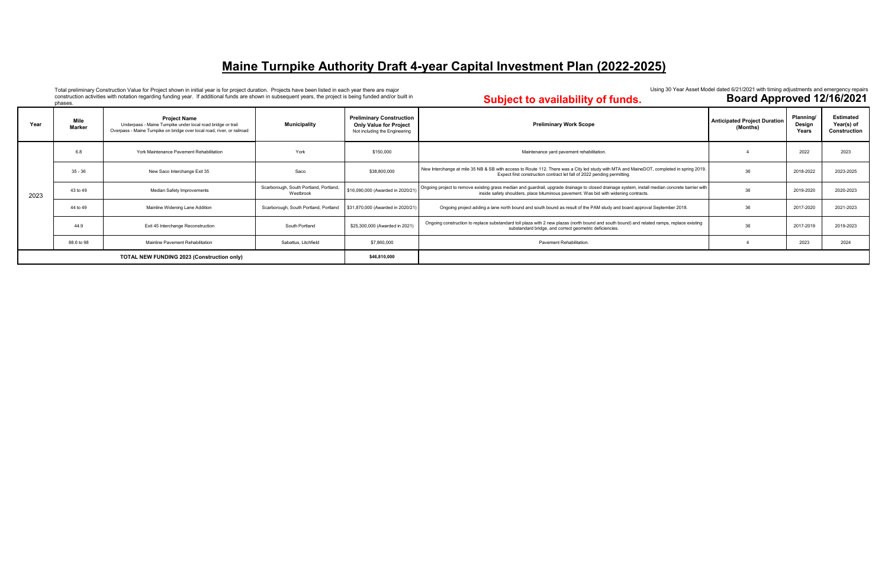# Maine Turnpike Authority Draft 4-year Capital Investment Plan (2022-2025)

Total preliminary Construction Value for Project shown in initial year is for project duration. Projects have been listed in each year there are major construction activities with notation regarding funding year. If additional funds are shown in subsequent years, the project is being funded and/or built in phases.

**Subject to availability of funds.**

Using 30 Year Asset Model dated 6/21/2021 with timing adjustments and emergency repairs

**Board Approved 12/16/2021**

| Year | Mile Marker | Project Name<br>Underpass - Maine Turnpike under local road bridge or trail<br>Overpass - Maine Turnpike on bridge over local road, river, or railroad | Municipality | Preliminary Construction Only Value for Project<br>Not including the Engineering | Preliminary Work Scope | Anticipated Project Duration (Months) | Planning/ Design Years | Estimated Year(s) of Construction |
|---|---|---|---|---|---|---|---|---|
| 2023 | 6.8 | York Maintenance Pavement Rehabilitation | York | $150,000 | Maintenance yard pavement rehabilitation. | 4 | 2022 | 2023 |
| | 35 - 36 | New Saco Interchange Exit 35 | Saco | $38,800,000 | New Interchange at mile 35 NB & SB with access to Route 112. There was a City led study with MTA and MaineDOT, completed in spring 2019. Expect first construction contract let fall of 2022 pending permitting. | 36 | 2018-2022 | 2023-2025 |
| | 43 to 49 | Median Safety Improvements | Scarborough, South Portland, Portland, Westbrook | $16,090,000 (Awarded in 2020/21) | Ongoing project to remove existing grass median and guardrail, upgrade drainage to closed drainage system, install median concrete barrier with inside safety shoulders, place bituminous pavement. Was bid with widening contracts. | 36 | 2019-2020 | 2020-2023 |
| | 44 to 49 | Mainline Widening Lane Addition | Scarborough, South Portland, Portland | $31,870,000 (Awarded in 2020/21) | Ongoing project adding a lane north bound and south bound as result of the PAM study and board approval September 2018. | 36 | 2017-2020 | 2021-2023 |
| | 44.9 | Exit 45 Interchange Reconstruction | South Portland | $25,300,000 (Awarded in 2021) | Ongoing construction to replace substandard toll plaza with 2 new plazas (north bound and south bound) and related ramps, replace existing substandard bridge, and correct geometric deficiencies. | 36 | 2017-2019 | 2019-2023 |
| | 88.6 to 98 | Mainline Pavement Rehabilitation | Sabattus, Litchfield | $7,860,000 | Pavement Rehabilitation. | 4 | 2023 | 2024 |
| **TOTAL NEW FUNDING 2023 (Construction only)** | | | | **$46,810,000** | | | | |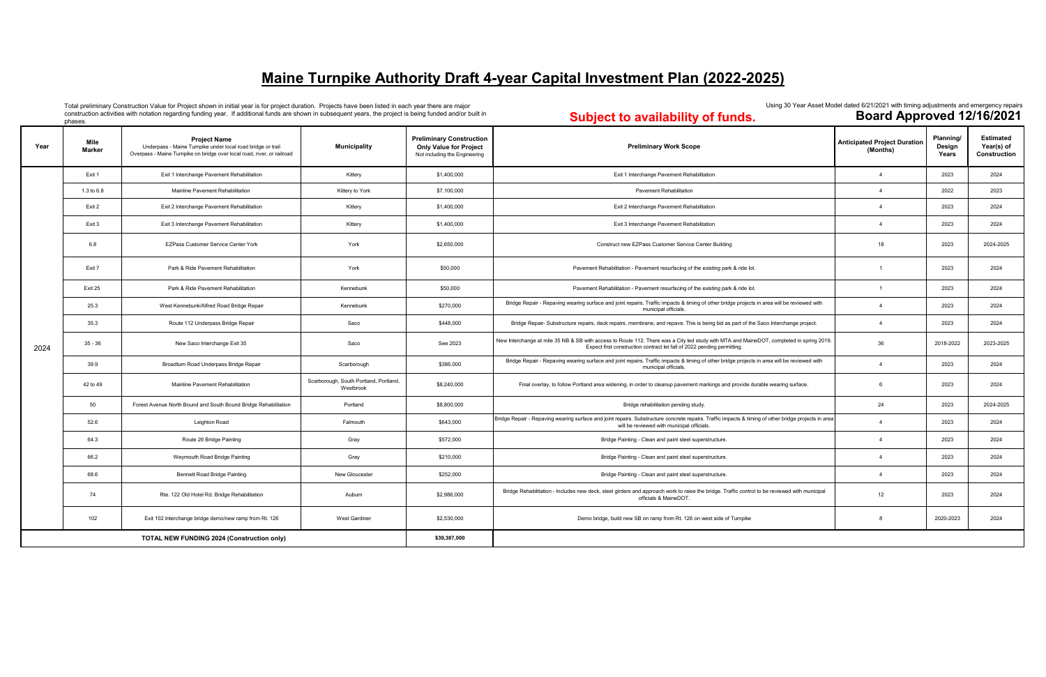# Maine Turnpike Authority Draft 4-year Capital Investment Plan (2022-2025)

Total preliminary Construction Value for Project shown in initial year is for project duration. Projects have been listed in each year there are major construction activities with notation regarding funding year. If additional funds are shown in subsequent years, the project is being funded and/or built in phases.

**Subject to availability of funds.**

Using 30 Year Asset Model dated 6/21/2021 with timing adjustments and emergency repairs

**Board Approved 12/16/2021**

| Year | Mile Marker | Project Name<br>Underpass - Maine Turnpike under local road bridge or trail<br>Overpass - Maine Turnpike on bridge over local road, river, or railroad | Municipality | Preliminary Construction Only Value for Project<br>Not including the Engineering | Preliminary Work Scope | Anticipated Project Duration (Months) | Planning/ Design Years | Estimated Year(s) of Construction |
|---|---|---|---|---|---|---|---|---|
| 2024 | Exit 1 | Exit 1 Interchange Pavement Rehabilitation | Kittery | $1,400,000 | Exit 1 Interchange Pavement Rehabilitation | 4 | 2023 | 2024 |
| | 1.3 to 6.8 | Mainline Pavement Rehabilitation | Kittery to York | $7,100,000 | Pavement Rehabilitation | 4 | 2022 | 2023 |
| | Exit 2 | Exit 2 Interchange Pavement Rehabilitation | Kittery | $1,400,000 | Exit 2 Interchange Pavement Rehabilitation | 4 | 2023 | 2024 |
| | Exit 3 | Exit 3 Interchange Pavement Rehabilitation | Kittery | $1,400,000 | Exit 3 Interchange Pavement Rehabilitation | 4 | 2023 | 2024 |
| | 6.8 | EZPass Customer Service Center York | York | $2,650,000 | Construct new EZPass Customer Service Center Building | 18 | 2023 | 2024-2025 |
| | Exit 7 | Park & Ride Pavement Rehabilitation | York | $50,000 | Pavement Rehabilitation - Pavement resurfacing of the existing park & ride lot. | 1 | 2023 | 2024 |
| | Exit 25 | Park & Ride Pavement Rehabilitation | Kennebunk | $50,000 | Pavement Rehabilitation - Pavement resurfacing of the existing park & ride lot. | 1 | 2023 | 2024 |
| | 25.3 | West Kennebunk/Alfred Road Bridge Repair | Kennebunk | $270,000 | Bridge Repair - Repaving wearing surface and joint repairs. Traffic impacts & timing of other bridge projects in area will be reviewed with municipal officials. | 4 | 2023 | 2024 |
| | 35.3 | Route 112 Underpass Bridge Repair | Saco | $448,000 | Bridge Repair- Substructure repairs, deck repairs, membrane, and repave. This is being bid as part of the Saco Interchange project. | 4 | 2023 | 2024 |
| | 35 - 36 | New Saco Interchange Exit 35 | Saco | See 2023 | New Interchange at mile 35 NB & SB with access to Route 112. There was a City led study with MTA and MaineDOT, completed in spring 2019. Expect first construction contract let fall of 2022 pending permitting. | 36 | 2018-2022 | 2023-2025 |
| | 39.9 | Broadturn Road Underpass Bridge Repair | Scarborough | $386,000 | Bridge Repair - Repaving wearing surface and joint repairs. Traffic impacts & timing of other bridge projects in area will be reviewed with municipal officials. | 4 | 2023 | 2024 |
| | 42 to 49 | Mainline Pavement Rehabilitation | Scarborough, South Portland, Portland, Westbrook | $8,240,000 | Final overlay, to follow Portland area widening, in order to cleanup pavement markings and provide durable wearing surface. | 6 | 2023 | 2024 |
| | 50 | Forest Avenue North Bound and South Bound Bridge Rehabilitation | Portland | $8,800,000 | Bridge rehabilitation pending study. | 24 | 2023 | 2024-2025 |
| | 52.6 | Leighton Road | Falmouth | $643,000 | Bridge Repair - Repaving wearing surface and joint repairs. Substructure concrete repairs. Traffic impacts & timing of other bridge projects in area will be reviewed with municipal officials. | 4 | 2023 | 2024 |
| | 64.3 | Route 26 Bridge Painting | Gray | $572,000 | Bridge Painting - Clean and paint steel superstructure. | 4 | 2023 | 2024 |
| | 66.2 | Weymouth Road Bridge Painting | Gray | $210,000 | Bridge Painting - Clean and paint steel superstructure. | 4 | 2023 | 2024 |
| | 68.6 | Bennett Road Bridge Painting | New Gloucester | $252,000 | Bridge Painting - Clean and paint steel superstructure. | 4 | 2023 | 2024 |
| | 74 | Rte. 122 Old Hotel Rd. Bridge Rehabilitation | Auburn | $2,986,000 | Bridge Rehabilitation - Includes new deck, steel girders and approach work to raise the bridge. Traffic control to be reviewed with municipal officials & MaineDOT. | 12 | 2023 | 2024 |
| | 102 | Exit 102 Interchange bridge demo/new ramp from Rt. 126 | West Gardiner | $2,530,000 | Demo bridge, build new SB on ramp from Rt. 126 on west side of Turnpike | 8 | 2020-2023 | 2024 |
| **TOTAL NEW FUNDING 2024 (Construction only)** | | | | $39,387,000 | | | | |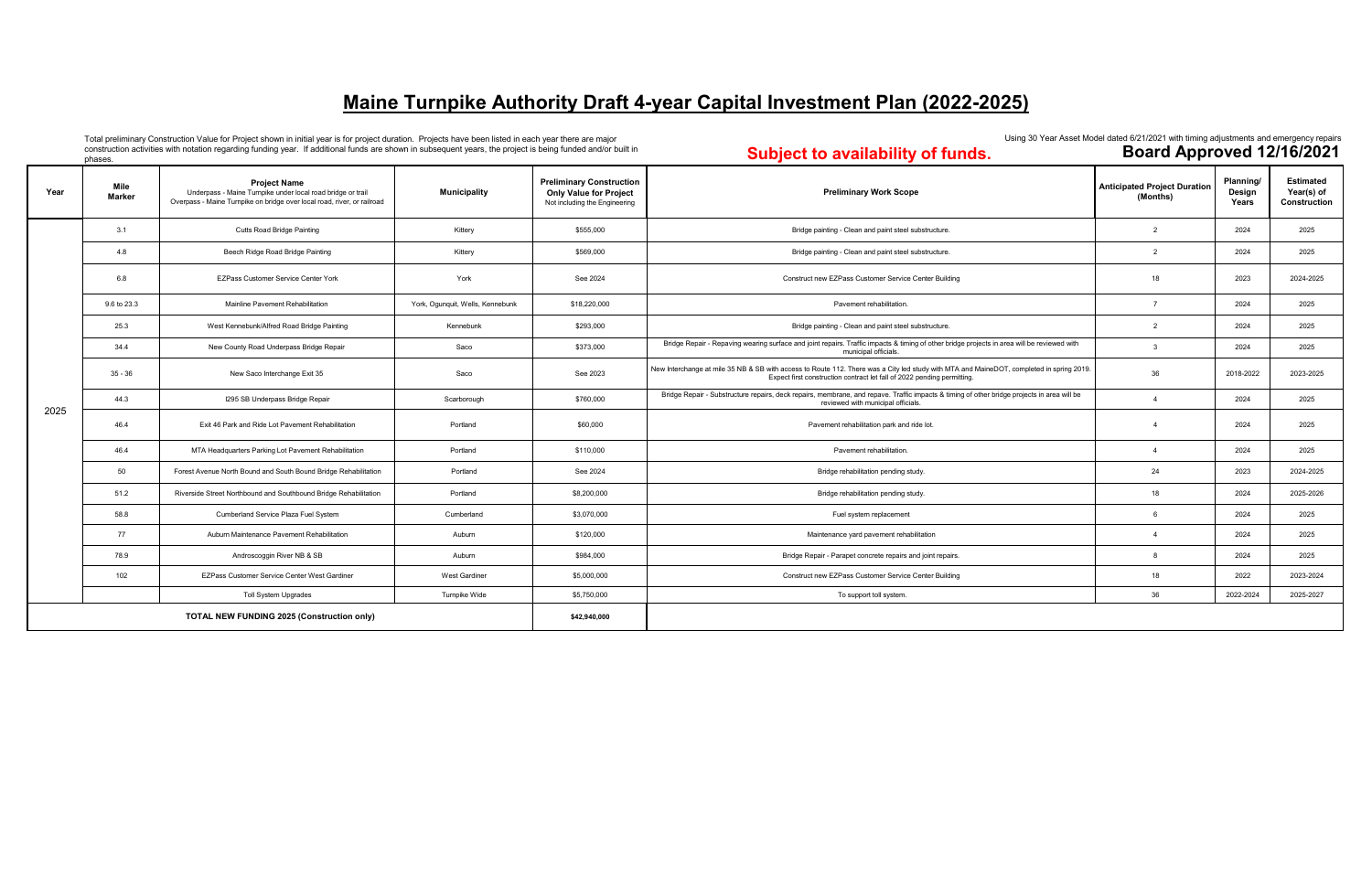# Maine Turnpike Authority Draft 4-year Capital Investment Plan (2022-2025)

Total preliminary Construction Value for Project shown in initial year is for project duration. Projects have been listed in each year there are major construction activities with notation regarding funding year. If additional funds are shown in subsequent years, the project is being funded and/or built in phases.

**Subject to availability of funds.**

Using 30 Year Asset Model dated 6/21/2021 with timing adjustments and emergency repairs

**Board Approved 12/16/2021**

| Year | Mile Marker | Project Name<br>Underpass - Maine Turnpike under local road bridge or trail<br>Overpass - Maine Turnpike on bridge over local road, river, or railroad | Municipality | Preliminary Construction Only Value for Project<br>Not including the Engineering | Preliminary Work Scope | Anticipated Project Duration (Months) | Planning/ Design Years | Estimated Year(s) of Construction |
|---|---|---|---|---|---|---|---|---|
| 2025 | 3.1 | Cutts Road Bridge Painting | Kittery | $555,000 | Bridge painting - Clean and paint steel substructure. | 2 | 2024 | 2025 |
| | 4.8 | Beech Ridge Road Bridge Painting | Kittery | $569,000 | Bridge painting - Clean and paint steel substructure. | 2 | 2024 | 2025 |
| | 6.8 | EZPass Customer Service Center York | York | See 2024 | Construct new EZPass Customer Service Center Building | 18 | 2023 | 2024-2025 |
| | 9.6 to 23.3 | Mainline Pavement Rehabilitation | York, Ogunquit, Wells, Kennebunk | $18,220,000 | Pavement rehabilitation. | 7 | 2024 | 2025 |
| | 25.3 | West Kennebunk/Alfred Road Bridge Painting | Kennebunk | $293,000 | Bridge painting - Clean and paint steel substructure. | 2 | 2024 | 2025 |
| | 34.4 | New County Road Underpass Bridge Repair | Saco | $373,000 | Bridge Repair - Repaving wearing surface and joint repairs. Traffic impacts & timing of other bridge projects in area will be reviewed with municipal officials. | 3 | 2024 | 2025 |
| | 35 - 36 | New Saco Interchange Exit 35 | Saco | See 2023 | New Interchange at mile 35 NB & SB with access to Route 112. There was a City led study with MTA and MaineDOT, completed in spring 2019. Expect first construction contract let fall of 2022 pending permitting. | 36 | 2018-2022 | 2023-2025 |
| | 44.3 | I295 SB Underpass Bridge Repair | Scarborough | $760,000 | Bridge Repair - Substructure repairs, deck repairs, membrane, and repave. Traffic impacts & timing of other bridge projects in area will be reviewed with municipal officials. | 4 | 2024 | 2025 |
| | 46.4 | Exit 46 Park and Ride Lot Pavement Rehabilitation | Portland | $60,000 | Pavement rehabilitation park and ride lot. | 4 | 2024 | 2025 |
| | 46.4 | MTA Headquarters Parking Lot Pavement Rehabilitation | Portland | $110,000 | Pavement rehabilitation. | 4 | 2024 | 2025 |
| | 50 | Forest Avenue North Bound and South Bound Bridge Rehabilitation | Portland | See 2024 | Bridge rehabilitation pending study. | 24 | 2023 | 2024-2025 |
| | 51.2 | Riverside Street Northbound and Southbound Bridge Rehabilitation | Portland | $8,200,000 | Bridge rehabilitation pending study. | 18 | 2024 | 2025-2026 |
| | 58.8 | Cumberland Service Plaza Fuel System | Cumberland | $3,070,000 | Fuel system replacement | 6 | 2024 | 2025 |
| | 77 | Auburn Maintenance Pavement Rehabilitation | Auburn | $120,000 | Maintenance yard pavement rehabilitation | 4 | 2024 | 2025 |
| | 78.9 | Androscoggin River NB & SB | Auburn | $984,000 | Bridge Repair - Parapet concrete repairs and joint repairs. | 8 | 2024 | 2025 |
| | 102 | EZPass Customer Service Center West Gardiner | West Gardiner | $5,000,000 | Construct new EZPass Customer Service Center Building | 18 | 2022 | 2023-2024 |
| | | Toll System Upgrades | Turnpike Wide | $5,750,000 | To support toll system. | 36 | 2022-2024 | 2025-2027 |
| **TOTAL NEW FUNDING 2025 (Construction only)** | | | | **$42,940,000** | | | | |